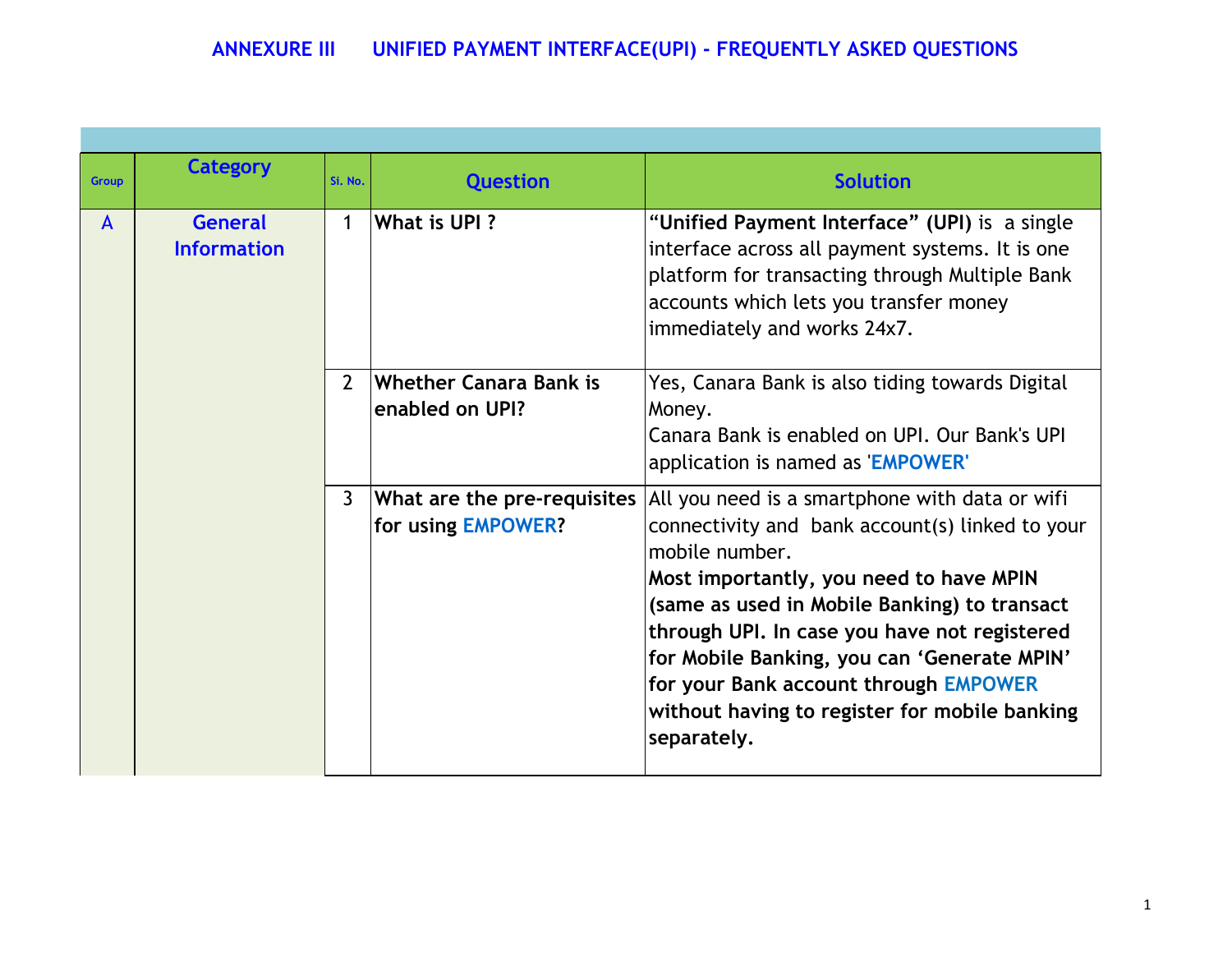# ANNEXURE III UNIFIED PAYMENT INTERFACE(UPI) - FREQUENTLY ASKED QUESTIONS

| Group | Category | Si. No. | Question | Solution |
|---|---|---|---|---|
| A | General Information | 1 | **What is UPI ?** | **"Unified Payment Interface" (UPI)** is a single interface across all payment systems. It is one platform for transacting through Multiple Bank accounts which lets you transfer money immediately and works 24x7. |
| | | 2 | **Whether Canara Bank is enabled on UPI?** | Yes, Canara Bank is also tiding towards Digital Money. Canara Bank is enabled on UPI. Our Bank's UPI application is named as '**EMPOWER**' |
| | | 3 | **What are the pre-requisites for using EMPOWER?** | All you need is a smartphone with data or wifi connectivity and bank account(s) linked to your mobile number. **Most importantly, you need to have MPIN (same as used in Mobile Banking) to transact through UPI. In case you have not registered for Mobile Banking, you can 'Generate MPIN' for your Bank account through EMPOWER without having to register for mobile banking separately.** |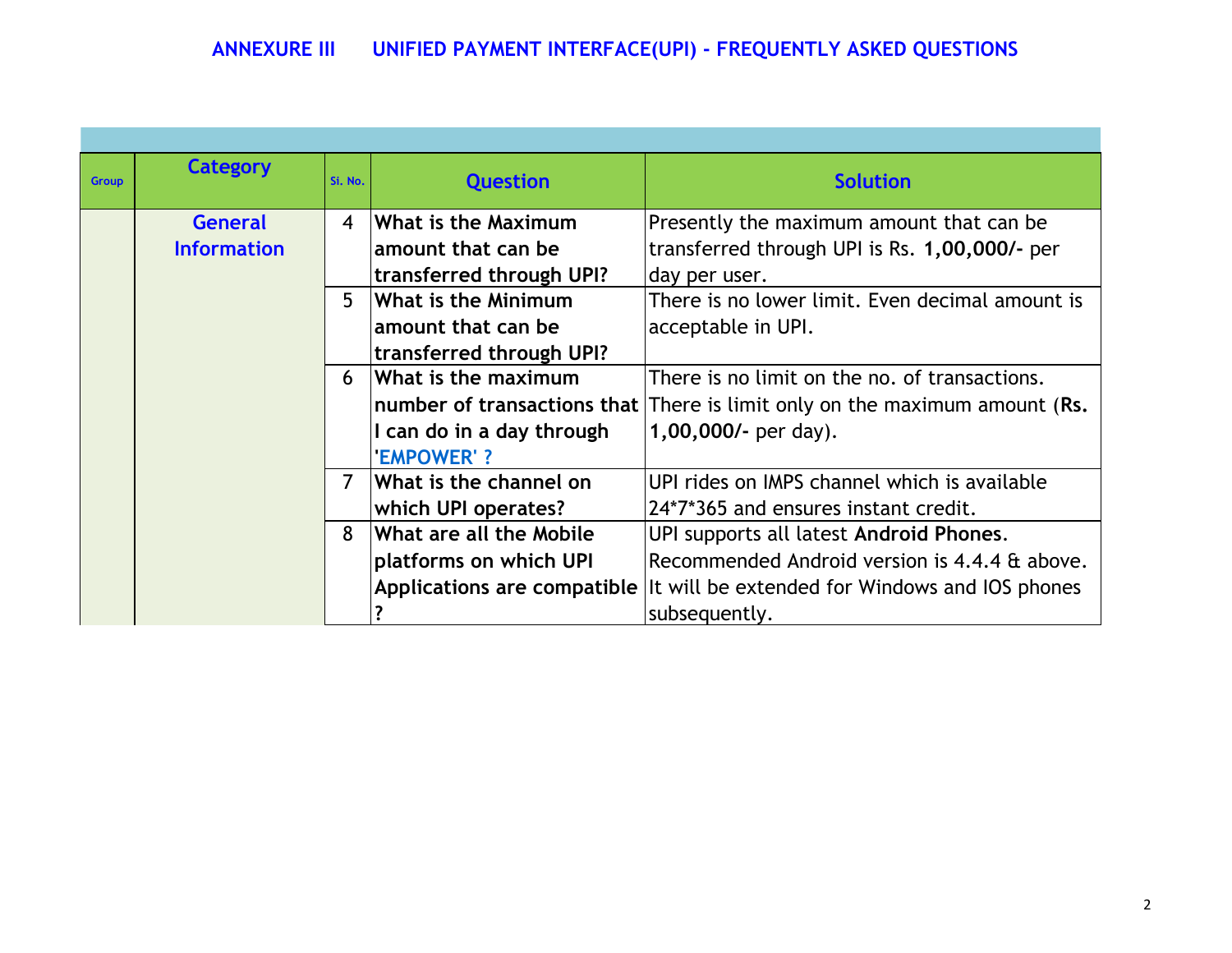## ANNEXURE III UNIFIED PAYMENT INTERFACE(UPI) - FREQUENTLY ASKED QUESTIONS

| Group | Category | Sl. No. | Question | Solution |
|---|---|---|---|---|
| | General Information | 4 | **What is the Maximum amount that can be transferred through UPI?** | Presently the maximum amount that can be transferred through UPI is Rs. **1,00,000/-** per day per user. |
| | | 5 | **What is the Minimum amount that can be transferred through UPI?** | There is no lower limit. Even decimal amount is acceptable in UPI. |
| | | 6 | **What is the maximum number of transactions that I can do in a day through 'EMPOWER' ?** | There is no limit on the no. of transactions. There is limit only on the maximum amount (**Rs. 1,00,000/-** per day). |
| | | 7 | **What is the channel on which UPI operates?** | UPI rides on IMPS channel which is available 24*7*365 and ensures instant credit. |
| | | 8 | **What are all the Mobile platforms on which UPI Applications are compatible ?** | UPI supports all latest **Android Phones**. Recommended Android version is 4.4.4 & above. It will be extended for Windows and IOS phones subsequently. |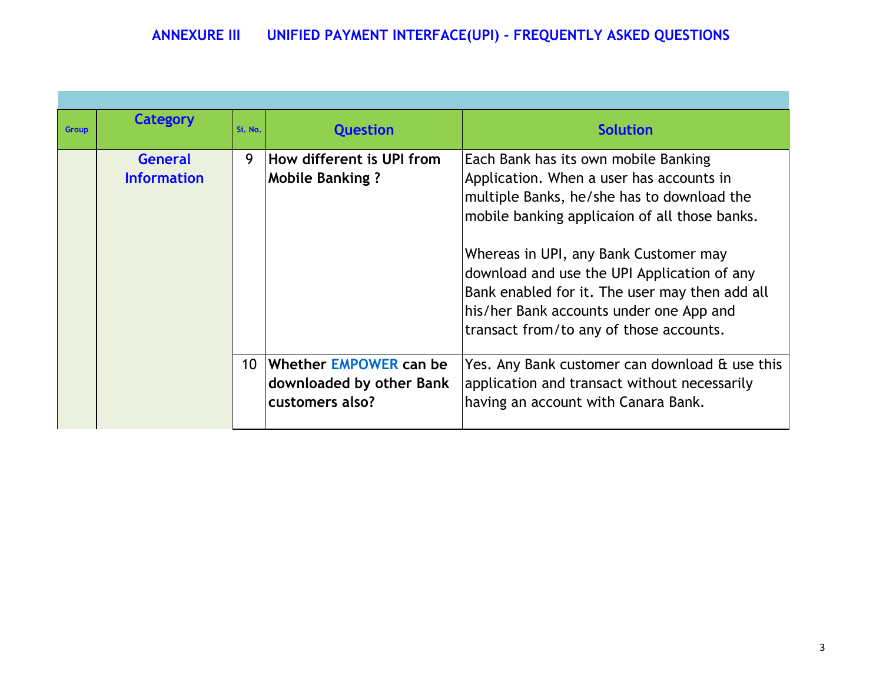## ANNEXURE III UNIFIED PAYMENT INTERFACE(UPI) - FREQUENTLY ASKED QUESTIONS

| Group | Category | Sl. No. | Question | Solution |
|---|---|---|---|---|
| | **General Information** | 9 | **How different is UPI from Mobile Banking ?** | Each Bank has its own mobile Banking Application. When a user has accounts in multiple Banks, he/she has to download the mobile banking applicaion of all those banks.<br><br>Whereas in UPI, any Bank Customer may download and use the UPI Application of any Bank enabled for it. The user may then add all his/her Bank accounts under one App and transact from/to any of those accounts. |
| | | 10 | **Whether EMPOWER can be downloaded by other Bank customers also?** | Yes. Any Bank customer can download & use this application and transact without necessarily having an account with Canara Bank. |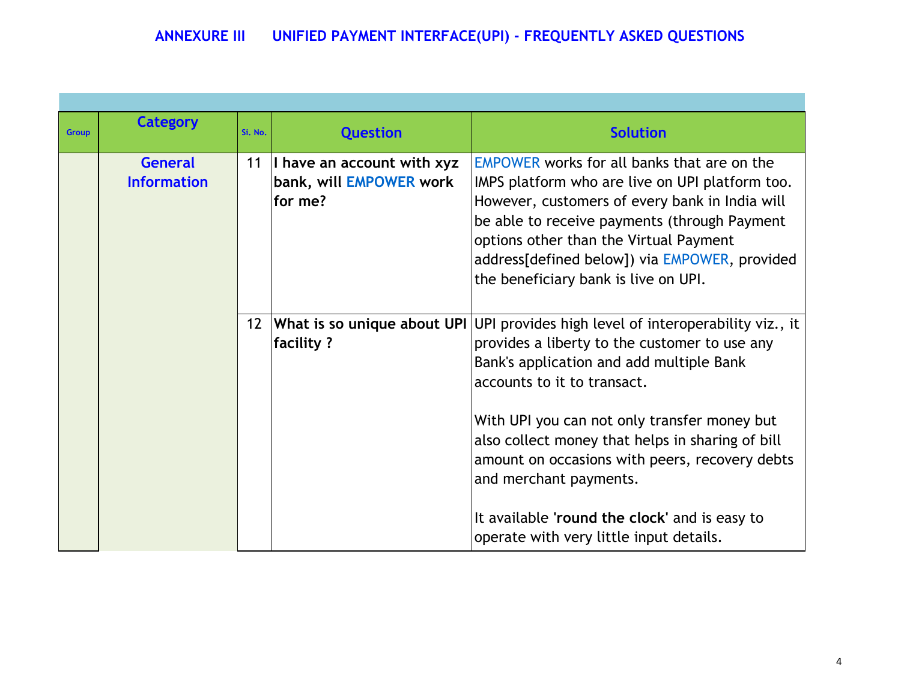## ANNEXURE III UNIFIED PAYMENT INTERFACE(UPI) - FREQUENTLY ASKED QUESTIONS

| Group | Category | Sl. No. | Question | Solution |
|---|---|---|---|---|
| | **General Information** | 11 | **I have an account with xyz bank, will EMPOWER work for me?** | EMPOWER works for all banks that are on the IMPS platform who are live on UPI platform too. However, customers of every bank in India will be able to receive payments (through Payment options other than the Virtual Payment address[defined below]) via EMPOWER, provided the beneficiary bank is live on UPI. |
| | | 12 | **What is so unique about UPI facility ?** | UPI provides high level of interoperability viz., it provides a liberty to the customer to use any Bank's application and add multiple Bank accounts to it to transact.<br><br>With UPI you can not only transfer money but also collect money that helps in sharing of bill amount on occasions with peers, recovery debts and merchant payments.<br><br>It available '**round the clock**' and is easy to operate with very little input details. |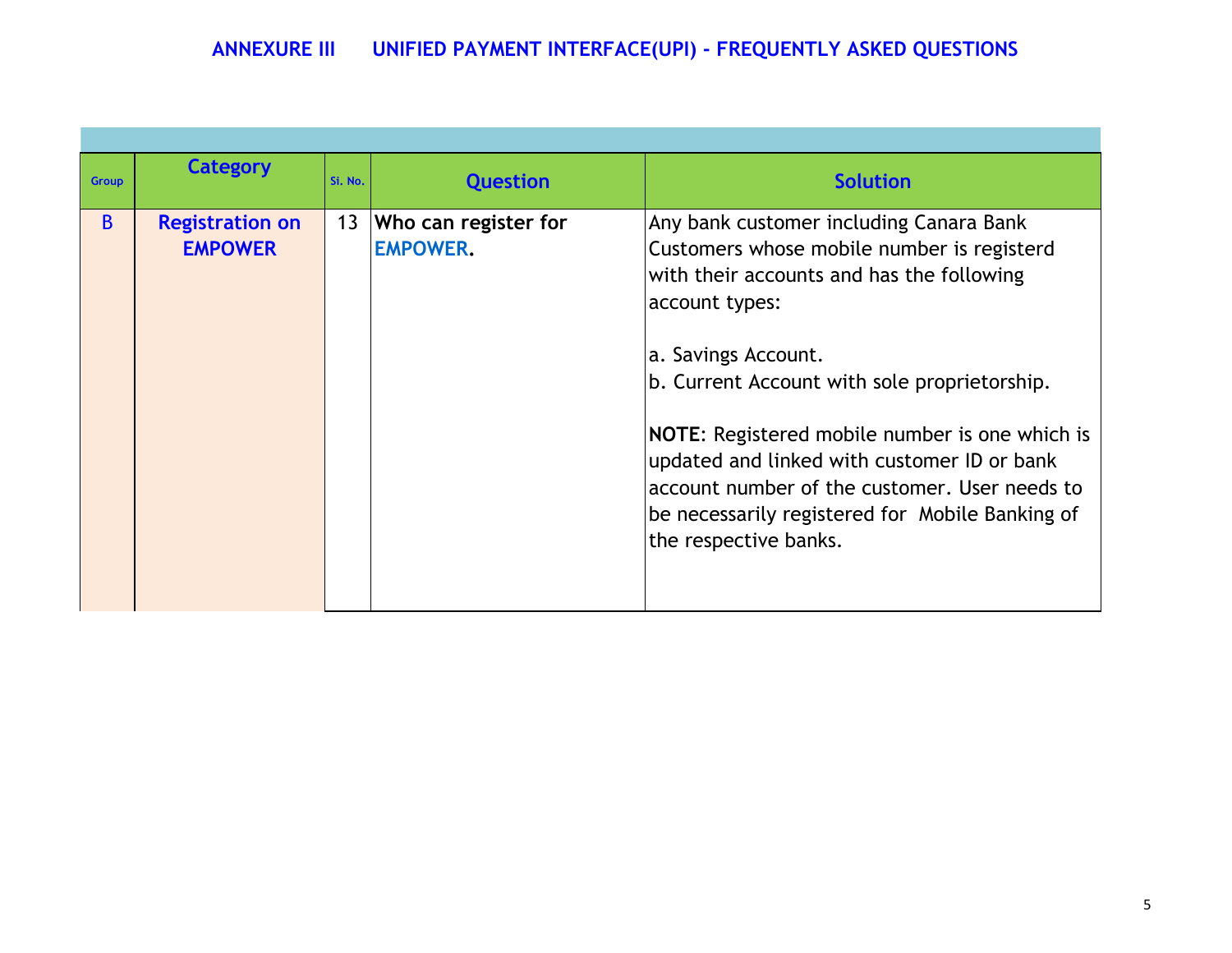## ANNEXURE III UNIFIED PAYMENT INTERFACE(UPI) - FREQUENTLY ASKED QUESTIONS

| Group | Category | Si. No. | Question | Solution |
|---|---|---|---|---|
| B | Registration on EMPOWER | 13 | **Who can register for EMPOWER.** | Any bank customer including Canara Bank Customers whose mobile number is registerd with their accounts and has the following account types:<br><br>a. Savings Account.<br>b. Current Account with sole proprietorship.<br><br>**NOTE**: Registered mobile number is one which is updated and linked with customer ID or bank account number of the customer. User needs to be necessarily registered for Mobile Banking of the respective banks. |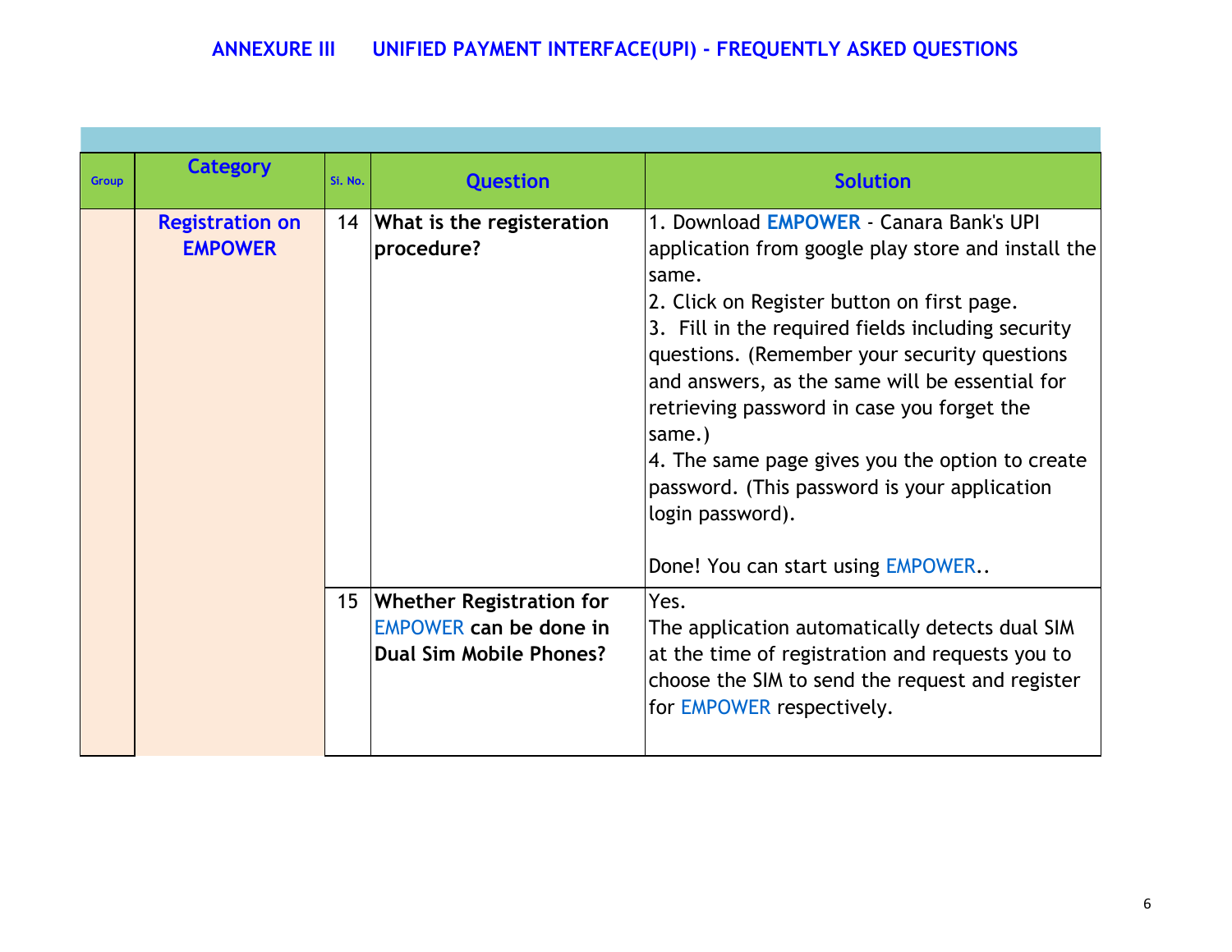## ANNEXURE III UNIFIED PAYMENT INTERFACE(UPI) - FREQUENTLY ASKED QUESTIONS

| Group | Category | Sl. No. | Question | Solution |
|---|---|---|---|---|
| | **Registration on EMPOWER** | 14 | **What is the registeration procedure?** | 1. Download **EMPOWER** - Canara Bank's UPI application from google play store and install the same.<br>2. Click on Register button on first page.<br>3. Fill in the required fields including security questions. (Remember your security questions and answers, as the same will be essential for retrieving password in case you forget the same.)<br>4. The same page gives you the option to create password. (This password is your application login password).<br><br>Done! You can start using EMPOWER.. |
| | | 15 | **Whether Registration for EMPOWER can be done in Dual Sim Mobile Phones?** | Yes.<br>The application automatically detects dual SIM at the time of registration and requests you to choose the SIM to send the request and register for EMPOWER respectively. |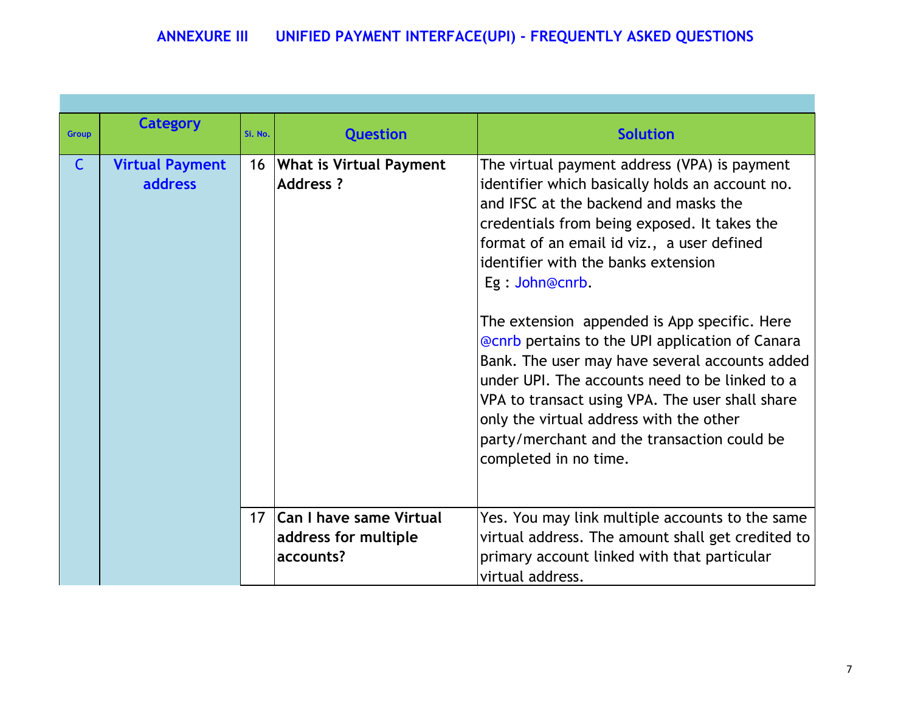## ANNEXURE III UNIFIED PAYMENT INTERFACE(UPI) - FREQUENTLY ASKED QUESTIONS

| Group | Category | Sl. No. | Question | Solution |
|---|---|---|---|---|
| C | Virtual Payment address | 16 | **What is Virtual Payment Address ?** | The virtual payment address (VPA) is payment identifier which basically holds an account no. and IFSC at the backend and masks the credentials from being exposed. It takes the format of an email id viz., a user defined identifier with the banks extension Eg : John@cnrb.<br><br>The extension appended is App specific. Here @cnrb pertains to the UPI application of Canara Bank. The user may have several accounts added under UPI. The accounts need to be linked to a VPA to transact using VPA. The user shall share only the virtual address with the other party/merchant and the transaction could be completed in no time. |
| | | 17 | **Can I have same Virtual address for multiple accounts?** | Yes. You may link multiple accounts to the same virtual address. The amount shall get credited to primary account linked with that particular virtual address. |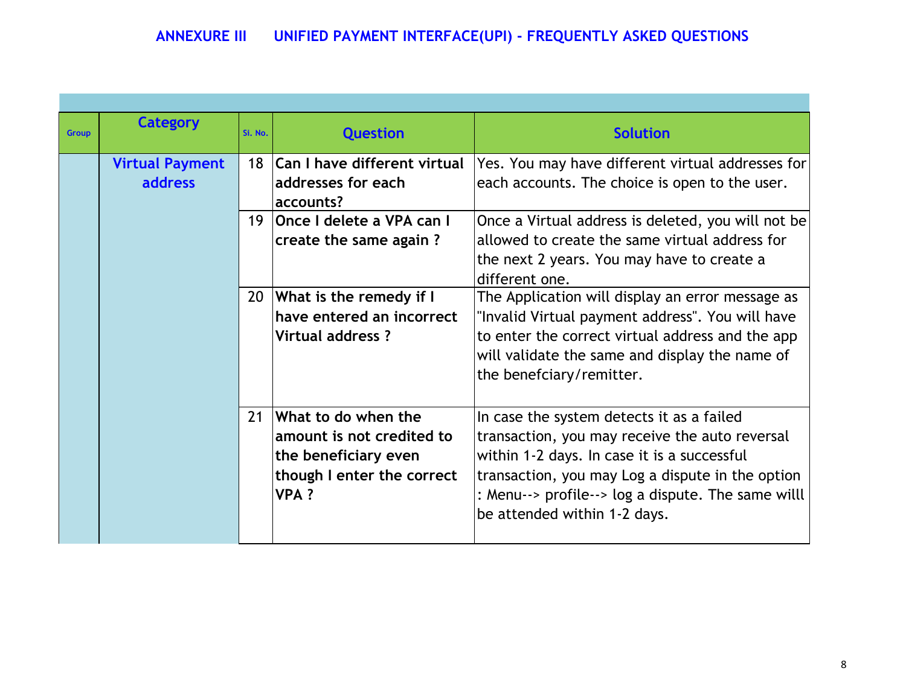## ANNEXURE III UNIFIED PAYMENT INTERFACE(UPI) - FREQUENTLY ASKED QUESTIONS

| Group | Category | Sl. No. | Question | Solution |
|---|---|---|---|---|
| | Virtual Payment address | 18 | **Can I have different virtual addresses for each accounts?** | Yes. You may have different virtual addresses for each accounts. The choice is open to the user. |
| | | 19 | **Once I delete a VPA can I create the same again ?** | Once a Virtual address is deleted, you will not be allowed to create the same virtual address for the next 2 years. You may have to create a different one. |
| | | 20 | **What is the remedy if I have entered an incorrect Virtual address ?** | The Application will display an error message as "Invalid Virtual payment address". You will have to enter the correct virtual address and the app will validate the same and display the name of the benefciary/remitter. |
| | | 21 | **What to do when the amount is not credited to the beneficiary even though I enter the correct VPA ?** | In case the system detects it as a failed transaction, you may receive the auto reversal within 1-2 days. In case it is a successful transaction, you may Log a dispute in the option : Menu--> profile--> log a dispute. The same willl be attended within 1-2 days. |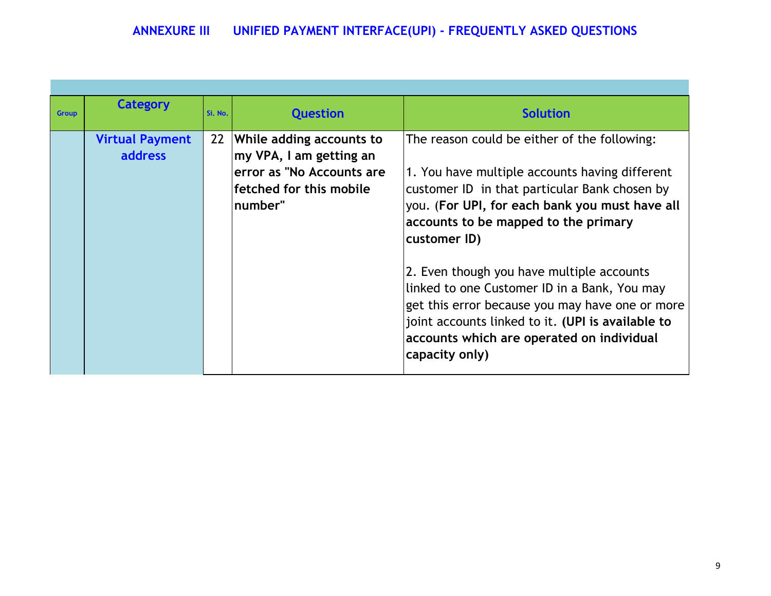## ANNEXURE III UNIFIED PAYMENT INTERFACE(UPI) - FREQUENTLY ASKED QUESTIONS

| Group | Category | Sl. No. | Question | Solution |
|---|---|---|---|---|
| | Virtual Payment address | 22 | **While adding accounts to my VPA, I am getting an error as "No Accounts are fetched for this mobile number"** | The reason could be either of the following:<br><br>1. You have multiple accounts having different customer ID in that particular Bank chosen by you. (**For UPI, for each bank you must have all accounts to be mapped to the primary customer ID)**<br><br>2. Even though you have multiple accounts linked to one Customer ID in a Bank, You may get this error because you may have one or more joint accounts linked to it. **(UPI is available to accounts which are operated on individual capacity only)** |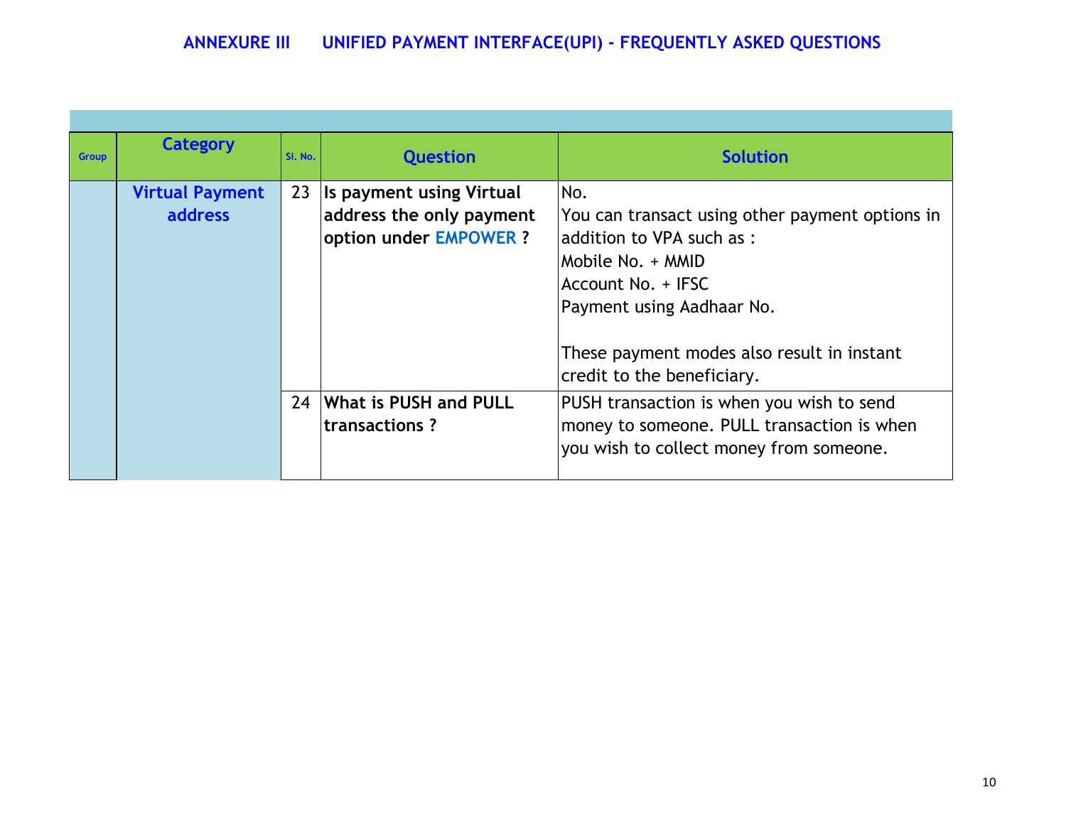# ANNEXURE III UNIFIED PAYMENT INTERFACE(UPI) - FREQUENTLY ASKED QUESTIONS

| Group | Category | Si. No. | Question | Solution |
|---|---|---|---|---|
| | Virtual Payment address | 23 | **Is payment using Virtual address the only payment option under EMPOWER ?** | No.<br>You can transact using other payment options in addition to VPA such as :<br>Mobile No. + MMID<br>Account No. + IFSC<br>Payment using Aadhaar No.<br><br>These payment modes also result in instant credit to the beneficiary. |
| | | 24 | **What is PUSH and PULL transactions ?** | PUSH transaction is when you wish to send money to someone. PULL transaction is when you wish to collect money from someone. |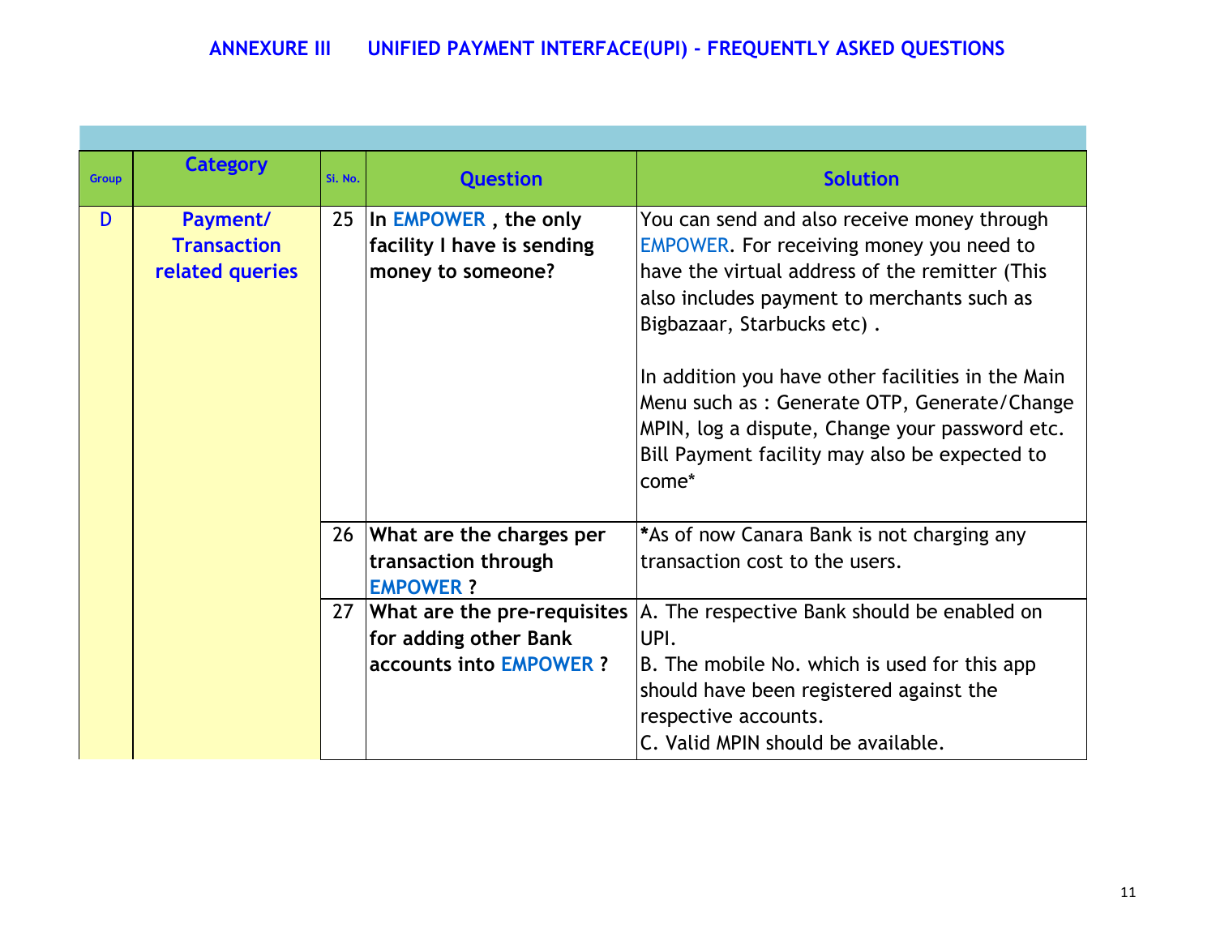## ANNEXURE III UNIFIED PAYMENT INTERFACE(UPI) - FREQUENTLY ASKED QUESTIONS

| Group | Category | Si. No. | Question | Solution |
|---|---|---|---|---|
| D | Payment/ Transaction related queries | 25 | **In EMPOWER , the only facility I have is sending money to someone?** | You can send and also receive money through EMPOWER. For receiving money you need to have the virtual address of the remitter (This also includes payment to merchants such as Bigbazaar, Starbucks etc) .<br><br>In addition you have other facilities in the Main Menu such as : Generate OTP, Generate/Change MPIN, log a dispute, Change your password etc. Bill Payment facility may also be expected to come* |
| | | 26 | **What are the charges per transaction through EMPOWER ?** | ***As of now Canara Bank is not charging any transaction cost to the users. |
| | | 27 | **What are the pre-requisites for adding other Bank accounts into EMPOWER ?** | A. The respective Bank should be enabled on UPI.<br>B. The mobile No. which is used for this app should have been registered against the respective accounts.<br>C. Valid MPIN should be available. |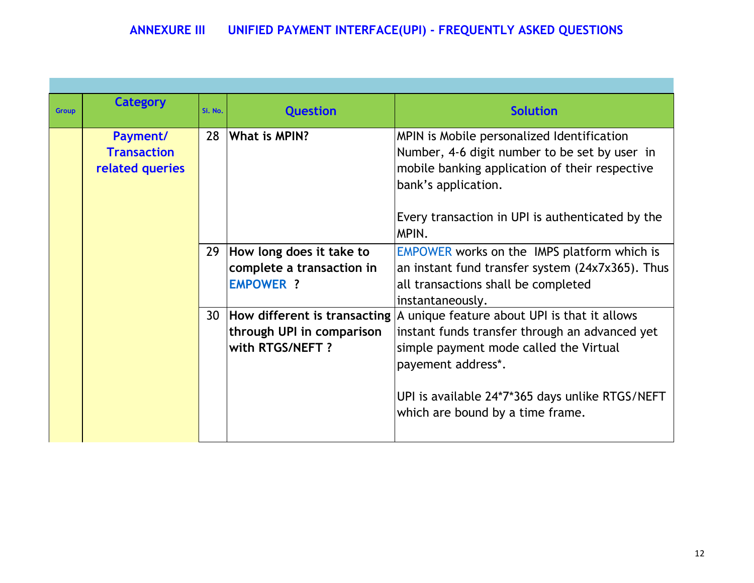## ANNEXURE III UNIFIED PAYMENT INTERFACE(UPI) - FREQUENTLY ASKED QUESTIONS

| Group | Category | Si. No. | Question | Solution |
|---|---|---|---|---|
| | **Payment/ Transaction related queries** | 28 | **What is MPIN?** | MPIN is Mobile personalized Identification Number, 4-6 digit number to be set by user in mobile banking application of their respective bank's application.<br><br>Every transaction in UPI is authenticated by the MPIN. |
| | | 29 | **How long does it take to complete a transaction in EMPOWER ?** | EMPOWER works on the IMPS platform which is an instant fund transfer system (24x7x365). Thus all transactions shall be completed instantaneously. |
| | | 30 | **How different is transacting through UPI in comparison with RTGS/NEFT ?** | A unique feature about UPI is that it allows instant funds transfer through an advanced yet simple payment mode called the Virtual payement address*.<br><br>UPI is available 24*7*365 days unlike RTGS/NEFT which are bound by a time frame. |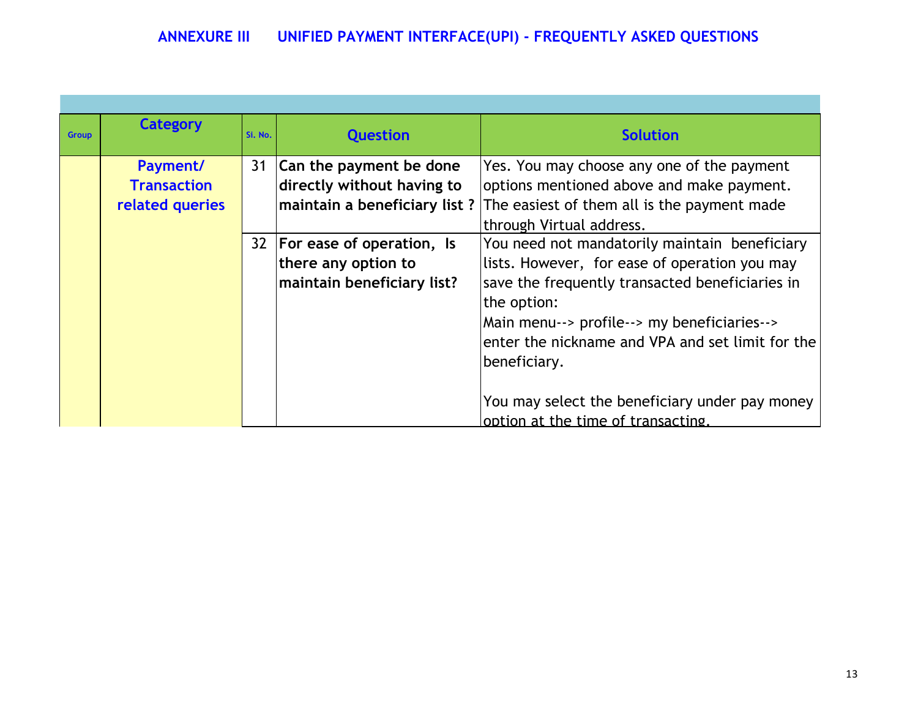## ANNEXURE III UNIFIED PAYMENT INTERFACE(UPI) - FREQUENTLY ASKED QUESTIONS

| Group | Category | Si. No. | Question | Solution |
|---|---|---|---|---|
| | Payment/ Transaction related queries | 31 | **Can the payment be done directly without having to maintain a beneficiary list ?** | Yes. You may choose any one of the payment options mentioned above and make payment. The easiest of them all is the payment made through Virtual address. |
| | | 32 | **For ease of operation, Is there any option to maintain beneficiary list?** | You need not mandatorily maintain beneficiary lists. However, for ease of operation you may save the frequently transacted beneficiaries in the option:<br>Main menu--> profile--> my beneficiaries--> enter the nickname and VPA and set limit for the beneficiary.<br><br>You may select the beneficiary under pay money option at the time of transacting. |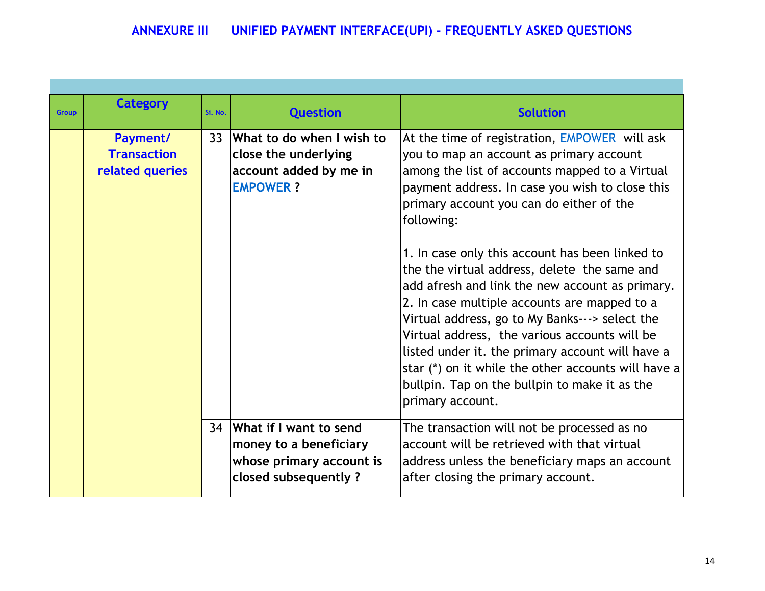## ANNEXURE III UNIFIED PAYMENT INTERFACE(UPI) - FREQUENTLY ASKED QUESTIONS

| Group | Category | Si. No. | Question | Solution |
|---|---|---|---|---|
| | **Payment/ Transaction related queries** | 33 | **What to do when I wish to close the underlying account added by me in EMPOWER ?** | At the time of registration, EMPOWER will ask you to map an account as primary account among the list of accounts mapped to a Virtual payment address. In case you wish to close this primary account you can do either of the following:<br><br>1. In case only this account has been linked to the the virtual address, delete the same and add afresh and link the new account as primary.<br>2. In case multiple accounts are mapped to a Virtual address, go to My Banks---> select the Virtual address, the various accounts will be listed under it. the primary account will have a star (*) on it while the other accounts will have a bullpin. Tap on the bullpin to make it as the primary account. |
| | | 34 | **What if I want to send money to a beneficiary whose primary account is closed subsequently ?** | The transaction will not be processed as no account will be retrieved with that virtual address unless the beneficiary maps an account after closing the primary account. |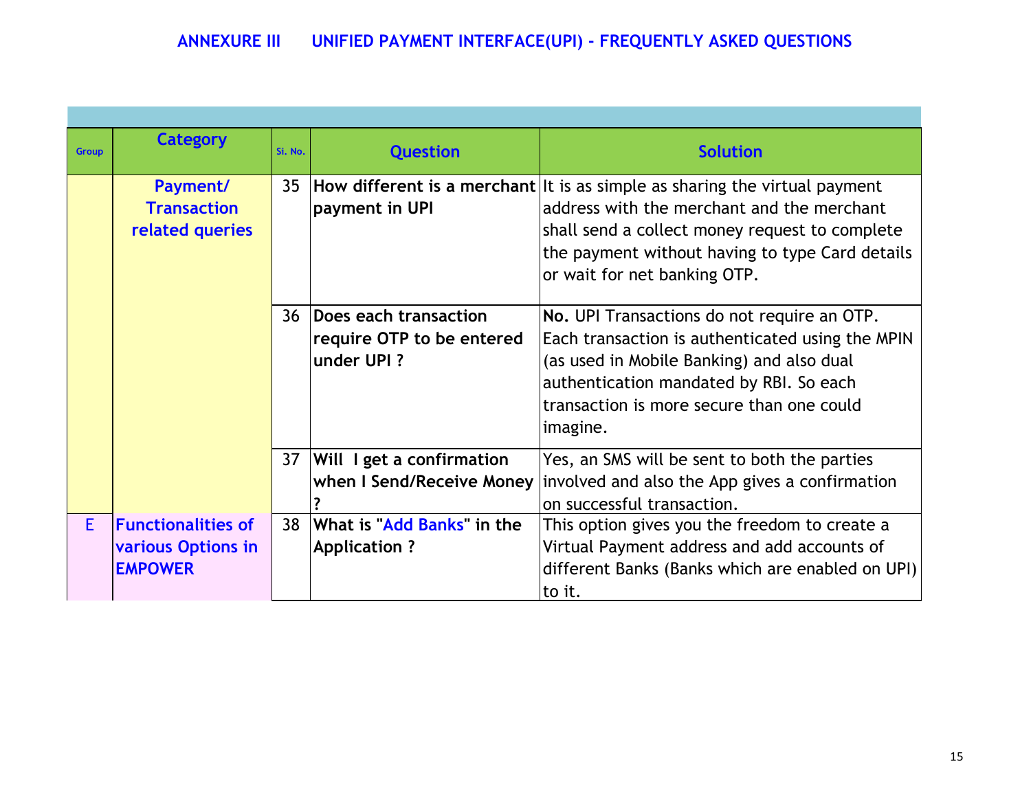## ANNEXURE III UNIFIED PAYMENT INTERFACE(UPI) - FREQUENTLY ASKED QUESTIONS

| Group | Category | Sl. No. | Question | Solution |
|---|---|---|---|---|
| | **Payment/ Transaction related queries** | 35 | **How different is a merchant payment in UPI** | It is as simple as sharing the virtual payment address with the merchant and the merchant shall send a collect money request to complete the payment without having to type Card details or wait for net banking OTP. |
| | | 36 | **Does each transaction require OTP to be entered under UPI ?** | **No.** UPI Transactions do not require an OTP. Each transaction is authenticated using the MPIN (as used in Mobile Banking) and also dual authentication mandated by RBI. So each transaction is more secure than one could imagine. |
| | | 37 | **Will I get a confirmation when I Send/Receive Money ?** | Yes, an SMS will be sent to both the parties involved and also the App gives a confirmation on successful transaction. |
| E | **Functionalities of various Options in EMPOWER** | 38 | **What is "Add Banks" in the Application ?** | This option gives you the freedom to create a Virtual Payment address and add accounts of different Banks (Banks which are enabled on UPI) to it. |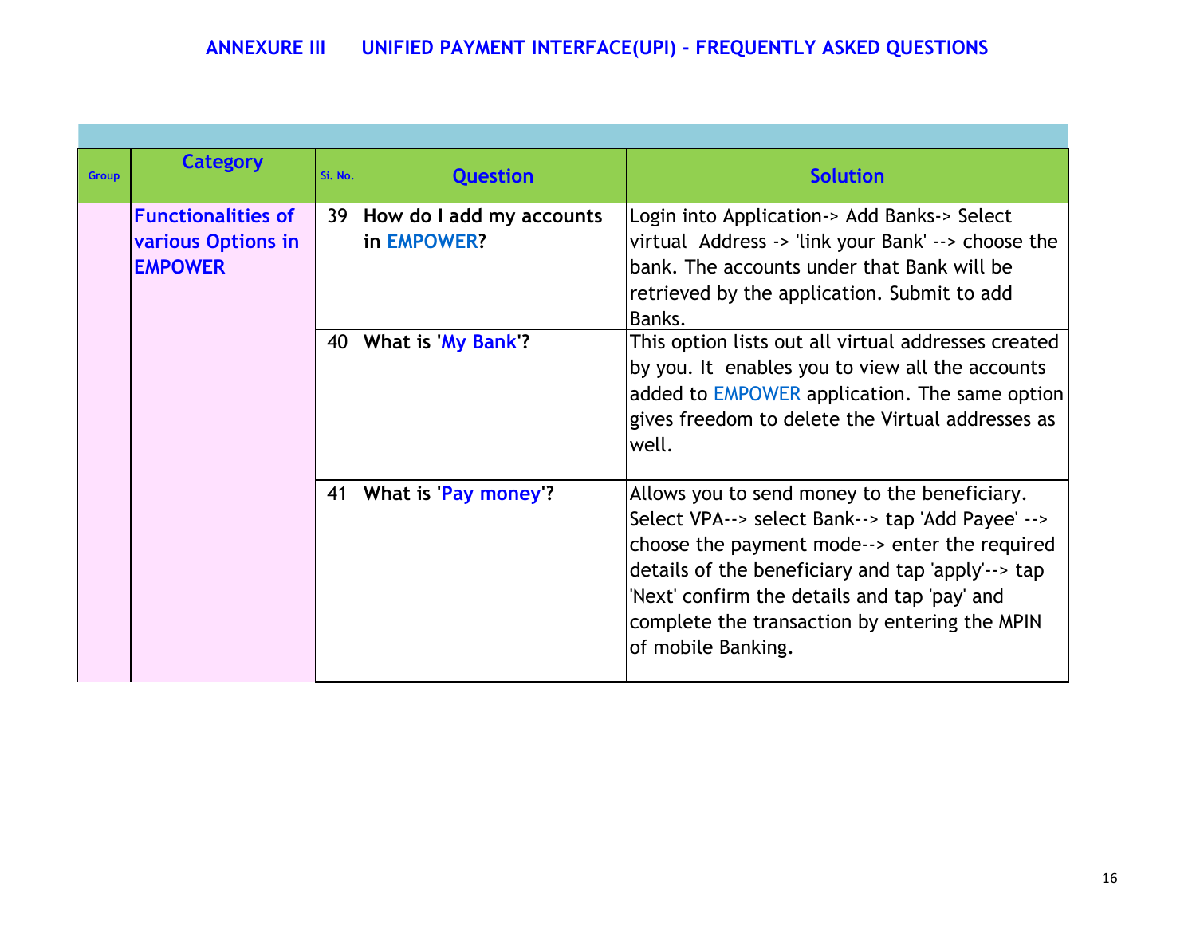## ANNEXURE III UNIFIED PAYMENT INTERFACE(UPI) - FREQUENTLY ASKED QUESTIONS

| Group | Category | Sl. No. | Question | Solution |
|---|---|---|---|---|
| | Functionalities of various Options in EMPOWER | 39 | How do I add my accounts in EMPOWER? | Login into Application-> Add Banks-> Select virtual Address -> 'link your Bank' --> choose the bank. The accounts under that Bank will be retrieved by the application. Submit to add Banks. |
| | | 40 | What is 'My Bank'? | This option lists out all virtual addresses created by you. It enables you to view all the accounts added to EMPOWER application. The same option gives freedom to delete the Virtual addresses as well. |
| | | 41 | What is 'Pay money'? | Allows you to send money to the beneficiary. Select VPA--> select Bank--> tap 'Add Payee' --> choose the payment mode--> enter the required details of the beneficiary and tap 'apply'--> tap 'Next' confirm the details and tap 'pay' and complete the transaction by entering the MPIN of mobile Banking. |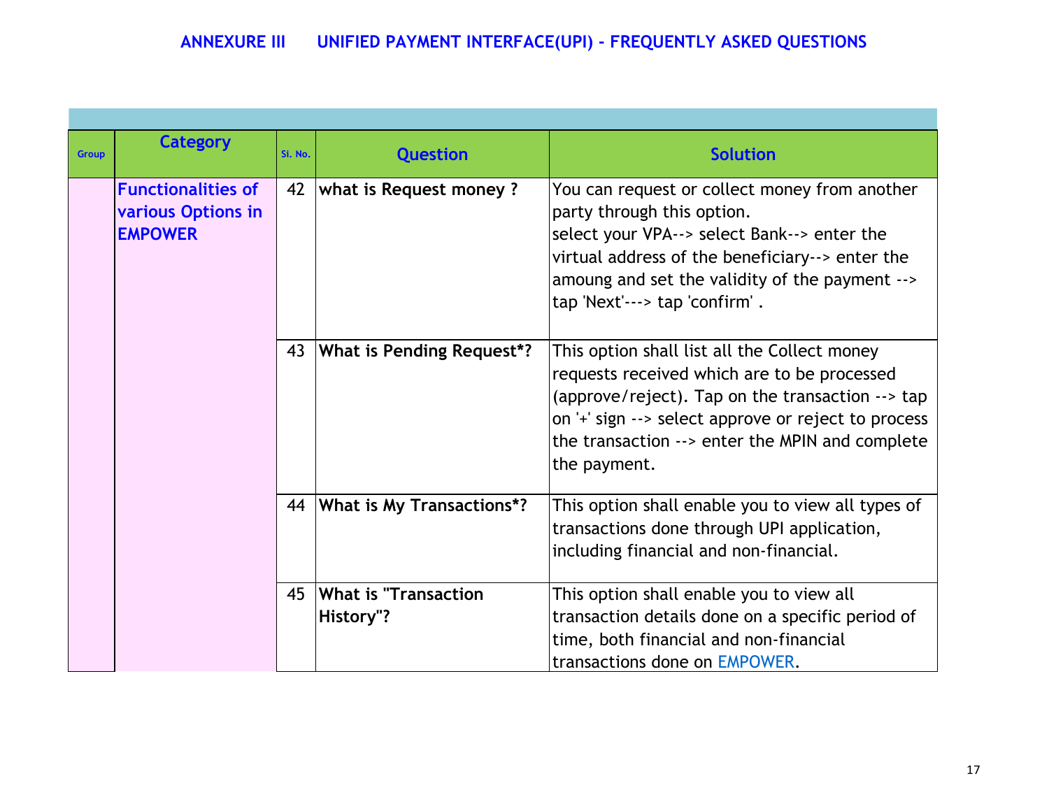## ANNEXURE III UNIFIED PAYMENT INTERFACE(UPI) - FREQUENTLY ASKED QUESTIONS

| Group | Category | Si. No. | Question | Solution |
|---|---|---|---|---|
| | **Functionalities of various Options in EMPOWER** | 42 | **what is Request money ?** | You can request or collect money from another party through this option. select your VPA--> select Bank--> enter the virtual address of the beneficiary--> enter the amoung and set the validity of the payment --> tap 'Next'---> tap 'confirm' . |
| | | 43 | **What is Pending Request*?** | This option shall list all the Collect money requests received which are to be processed (approve/reject). Tap on the transaction --> tap on '+' sign --> select approve or reject to process the transaction --> enter the MPIN and complete the payment. |
| | | 44 | **What is My Transactions*?** | This option shall enable you to view all types of transactions done through UPI application, including financial and non-financial. |
| | | 45 | **What is "Transaction History"?** | This option shall enable you to view all transaction details done on a specific period of time, both financial and non-financial transactions done on EMPOWER. |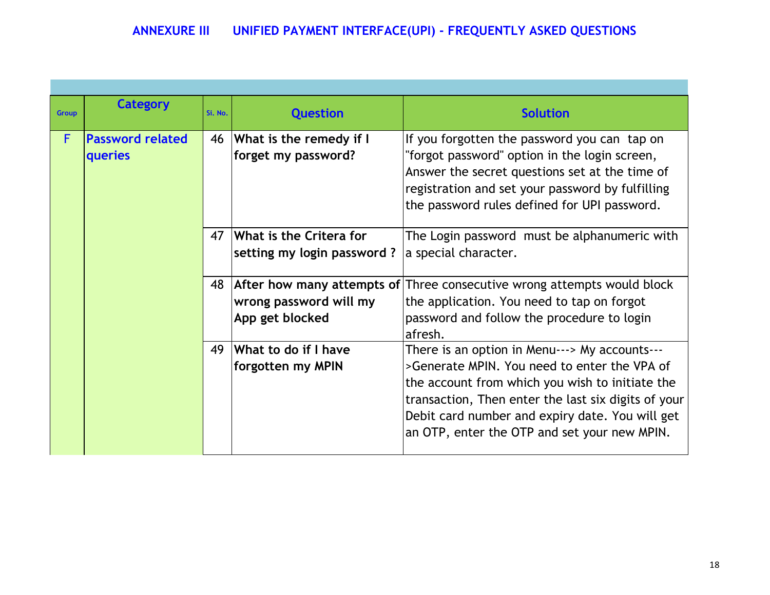## ANNEXURE III UNIFIED PAYMENT INTERFACE(UPI) - FREQUENTLY ASKED QUESTIONS

| Group | Category | Si. No. | Question | Solution |
|---|---|---|---|---|
| F | Password related queries | 46 | **What is the remedy if I forget my password?** | If you forgotten the password you can tap on "forgot password" option in the login screen, Answer the secret questions set at the time of registration and set your password by fulfilling the password rules defined for UPI password. |
| | | 47 | **What is the Critera for setting my login password ?** | The Login password must be alphanumeric with a special character. |
| | | 48 | **After how many attempts of wrong password will my App get blocked** | Three consecutive wrong attempts would block the application. You need to tap on forgot password and follow the procedure to login afresh. |
| | | 49 | **What to do if I have forgotten my MPIN** | There is an option in Menu---> My accounts--->Generate MPIN. You need to enter the VPA of the account from which you wish to initiate the transaction, Then enter the last six digits of your Debit card number and expiry date. You will get an OTP, enter the OTP and set your new MPIN. |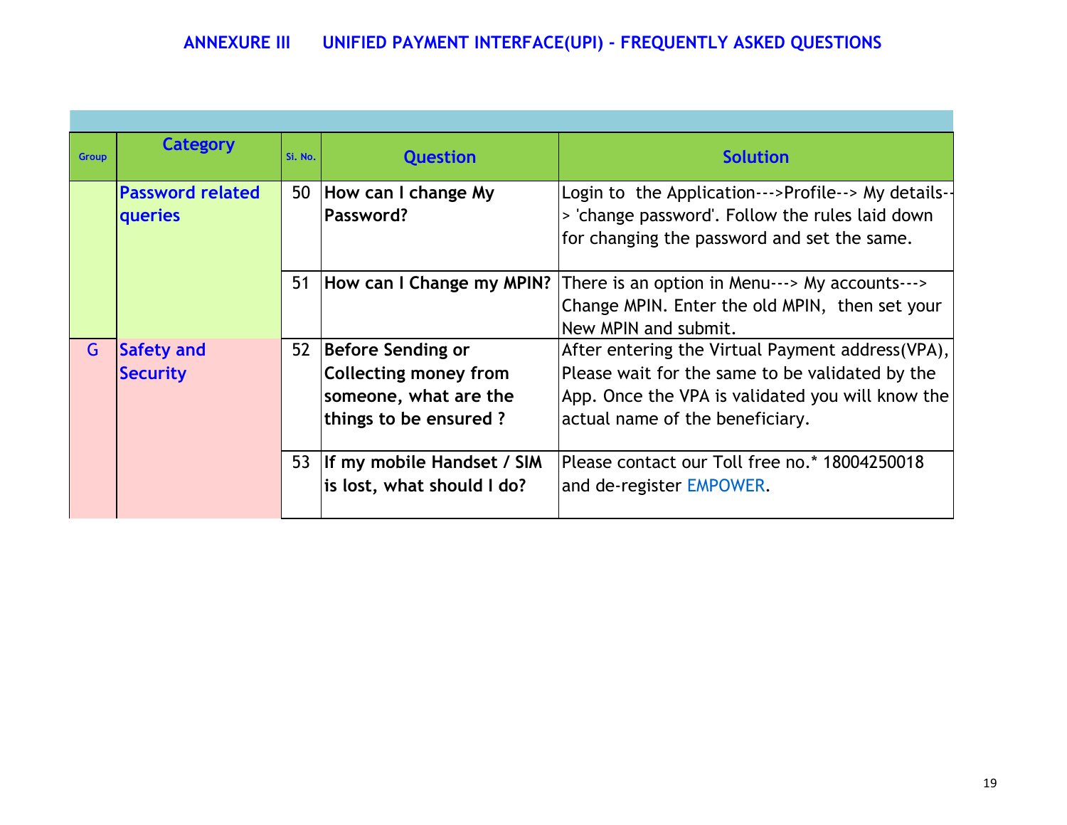## ANNEXURE III UNIFIED PAYMENT INTERFACE(UPI) - FREQUENTLY ASKED QUESTIONS

| Group | Category | Si. No. | Question | Solution |
|---|---|---|---|---|
| | Password related queries | 50 | **How can I change My Password?** | Login to the Application--->Profile--> My details--> 'change password'. Follow the rules laid down for changing the password and set the same. |
| | | 51 | **How can I Change my MPIN?** | There is an option in Menu---> My accounts---> Change MPIN. Enter the old MPIN, then set your New MPIN and submit. |
| G | Safety and Security | 52 | **Before Sending or Collecting money from someone, what are the things to be ensured ?** | After entering the Virtual Payment address(VPA), Please wait for the same to be validated by the App. Once the VPA is validated you will know the actual name of the beneficiary. |
| | | 53 | **If my mobile Handset / SIM is lost, what should I do?** | Please contact our Toll free no.* 18004250018 and de-register EMPOWER. |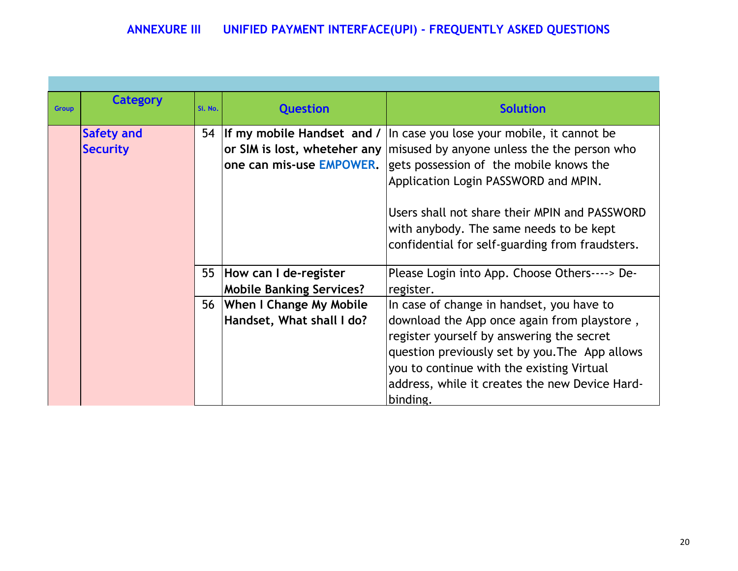## ANNEXURE III UNIFIED PAYMENT INTERFACE(UPI) - FREQUENTLY ASKED QUESTIONS

| Group | Category | Sl. No. | Question | Solution |
|---|---|---|---|---|
| | Safety and Security | 54 | **If my mobile Handset and / or SIM is lost, wheteher any one can mis-use EMPOWER.** | In case you lose your mobile, it cannot be misused by anyone unless the the person who gets possession of the mobile knows the Application Login PASSWORD and MPIN.<br><br>Users shall not share their MPIN and PASSWORD with anybody. The same needs to be kept confidential for self-guarding from fraudsters. |
| | | 55 | **How can I de-register Mobile Banking Services?** | Please Login into App. Choose Others----> De-register. |
| | | 56 | **When I Change My Mobile Handset, What shall I do?** | In case of change in handset, you have to download the App once again from playstore , register yourself by answering the secret question previously set by you.The App allows you to continue with the existing Virtual address, while it creates the new Device Hard-binding. |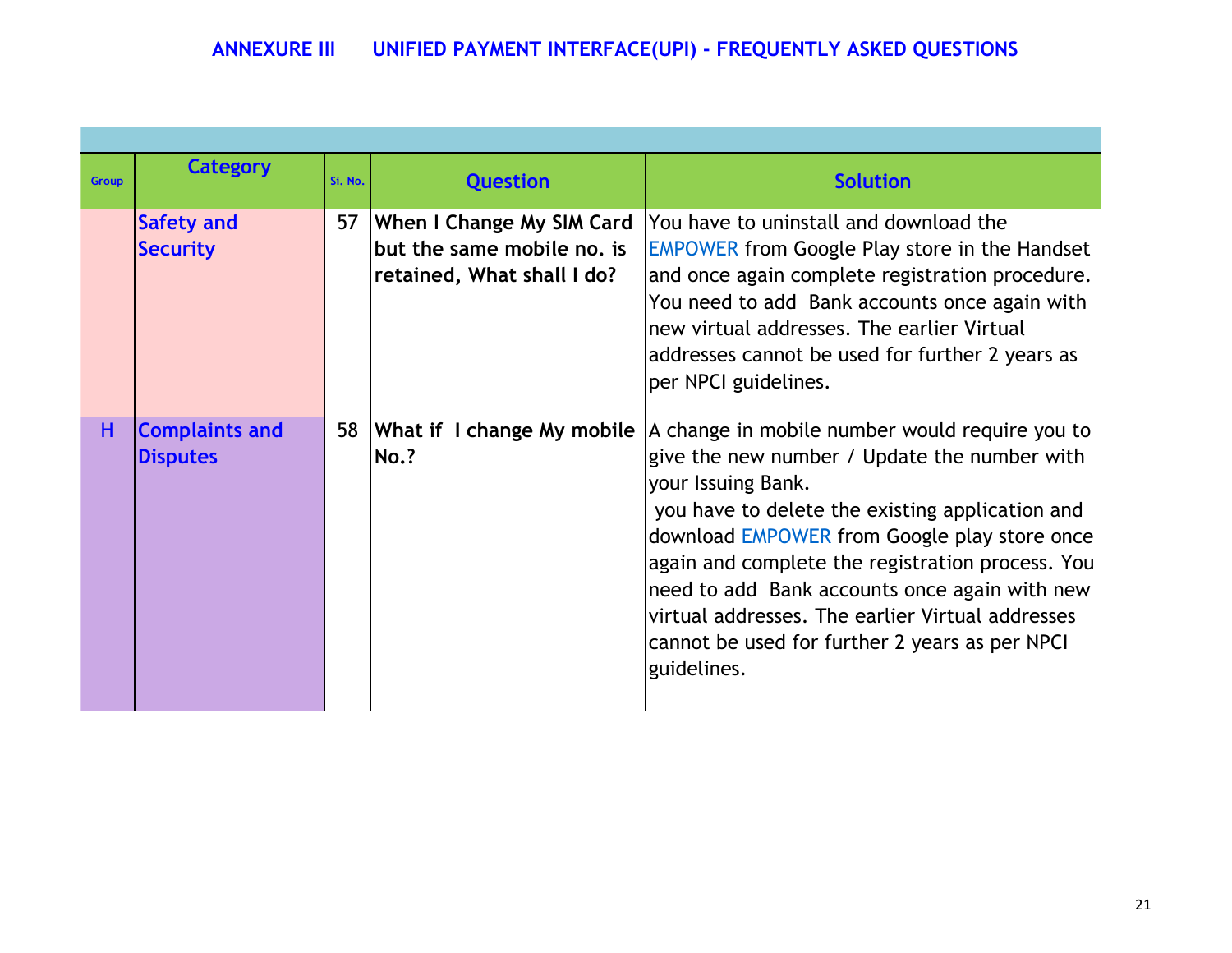## ANNEXURE III UNIFIED PAYMENT INTERFACE(UPI) - FREQUENTLY ASKED QUESTIONS

| Group | Category | Si. No. | Question | Solution |
|---|---|---|---|---|
| | Safety and Security | 57 | **When I Change My SIM Card but the same mobile no. is retained, What shall I do?** | You have to uninstall and download the EMPOWER from Google Play store in the Handset and once again complete registration procedure. You need to add Bank accounts once again with new virtual addresses. The earlier Virtual addresses cannot be used for further 2 years as per NPCI guidelines. |
| H | Complaints and Disputes | 58 | **What if I change My mobile No.?** | A change in mobile number would require you to give the new number / Update the number with your Issuing Bank.<br>you have to delete the existing application and download EMPOWER from Google play store once again and complete the registration process. You need to add Bank accounts once again with new virtual addresses. The earlier Virtual addresses cannot be used for further 2 years as per NPCI guidelines. |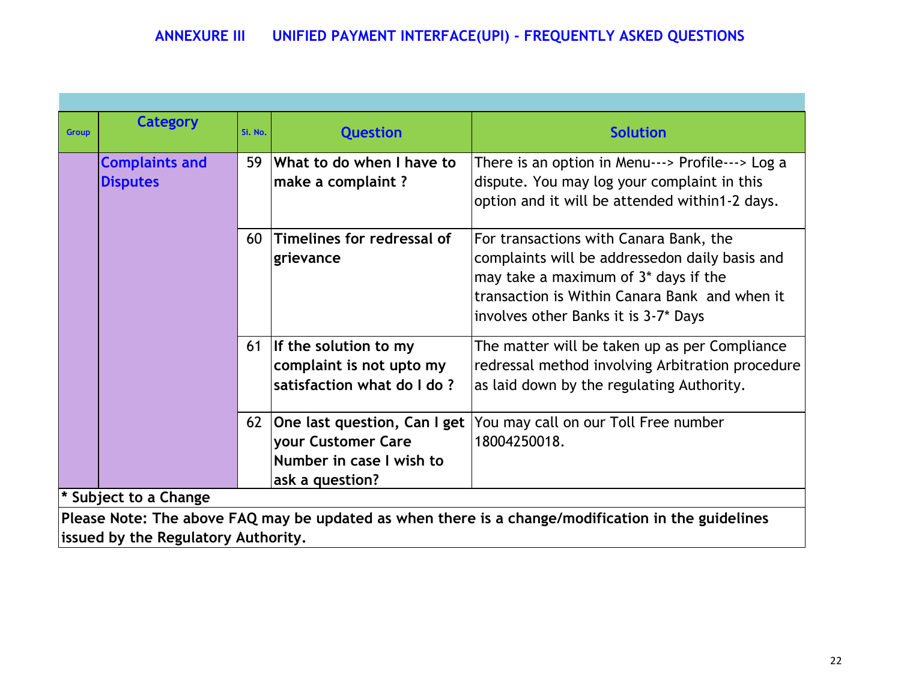## ANNEXURE III UNIFIED PAYMENT INTERFACE(UPI) - FREQUENTLY ASKED QUESTIONS

| Group | Category | Sl. No. | Question | Solution |
|---|---|---|---|---|
| | **Complaints and Disputes** | 59 | **What to do when I have to make a complaint ?** | There is an option in Menu---> Profile---> Log a dispute. You may log your complaint in this option and it will be attended within1-2 days. |
| | | 60 | **Timelines for redressal of grievance** | For transactions with Canara Bank, the complaints will be addressedon daily basis and may take a maximum of 3* days if the transaction is Within Canara Bank and when it involves other Banks it is 3-7* Days |
| | | 61 | **If the solution to my complaint is not upto my satisfaction what do I do ?** | The matter will be taken up as per Compliance redressal method involving Arbitration procedure as laid down by the regulating Authority. |
| | | 62 | **One last question, Can I get your Customer Care Number in case I wish to ask a question?** | You may call on our Toll Free number 18004250018. |

**\* Subject to a Change**

**Please Note: The above FAQ may be updated as when there is a change/modification in the guidelines issued by the Regulatory Authority.**